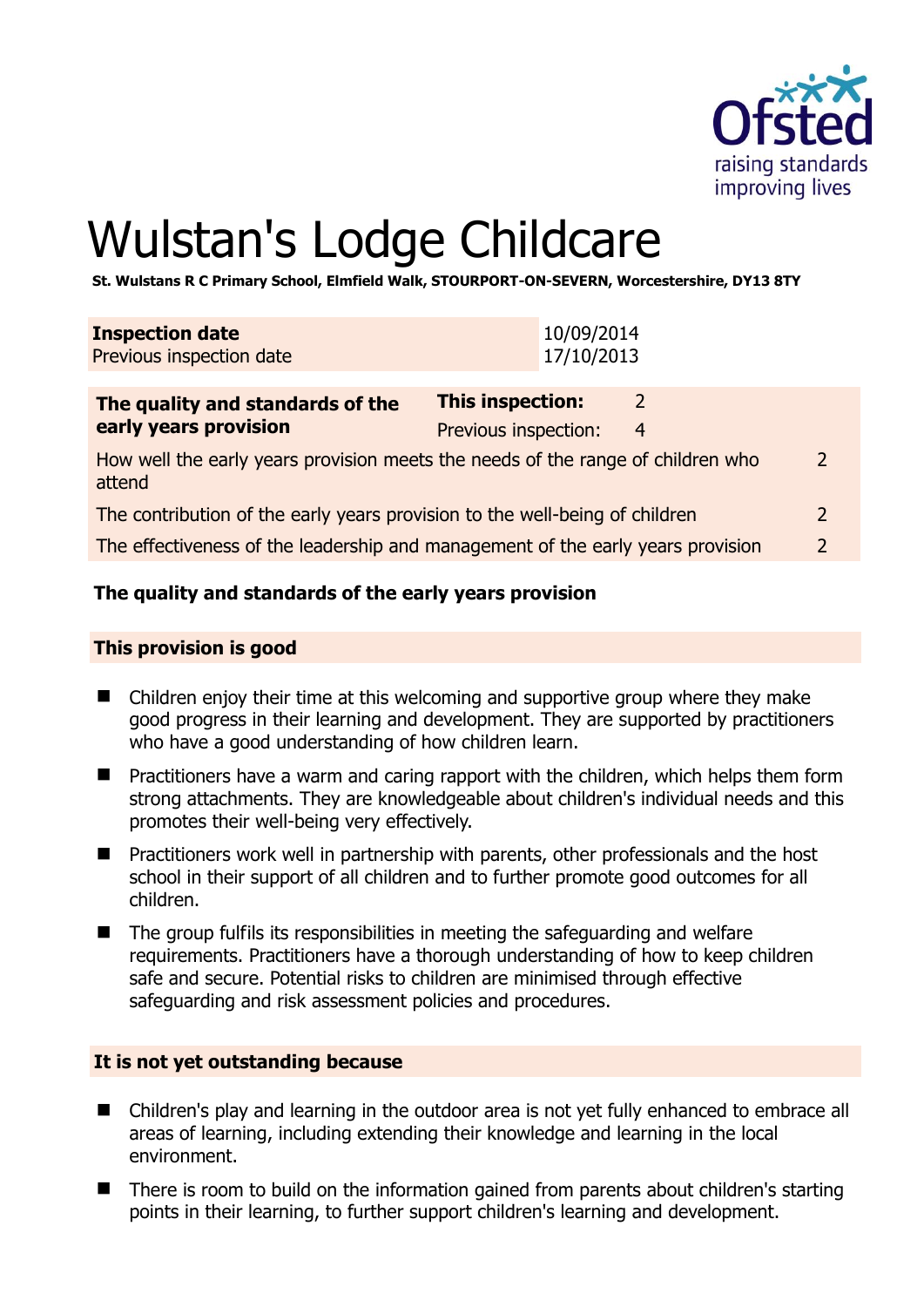# Wulstan's Lodge Childcare

**St. Wulstans R C Primary School, Elmfield Walk, STOURPORT-ON-SEVERN, Worcestershire, DY13 8TY**

| **Inspection date** | 10/09/2014 |
|---|---|
| Previous inspection date | 17/10/2013 |

| **The quality and standards of the early years provision** | **This inspection:** | 2 | |
|---|---|---|---|
| | Previous inspection: | 4 | |
| How well the early years provision meets the needs of the range of children who attend | | | 2 |
| The contribution of the early years provision to the well-being of children | | | 2 |
| The effectiveness of the leadership and management of the early years provision | | | 2 |

## The quality and standards of the early years provision

### This provision is good

- Children enjoy their time at this welcoming and supportive group where they make good progress in their learning and development. They are supported by practitioners who have a good understanding of how children learn.
- Practitioners have a warm and caring rapport with the children, which helps them form strong attachments. They are knowledgeable about children's individual needs and this promotes their well-being very effectively.
- Practitioners work well in partnership with parents, other professionals and the host school in their support of all children and to further promote good outcomes for all children.
- The group fulfils its responsibilities in meeting the safeguarding and welfare requirements. Practitioners have a thorough understanding of how to keep children safe and secure. Potential risks to children are minimised through effective safeguarding and risk assessment policies and procedures.

### It is not yet outstanding because

- Children's play and learning in the outdoor area is not yet fully enhanced to embrace all areas of learning, including extending their knowledge and learning in the local environment.
- There is room to build on the information gained from parents about children's starting points in their learning, to further support children's learning and development.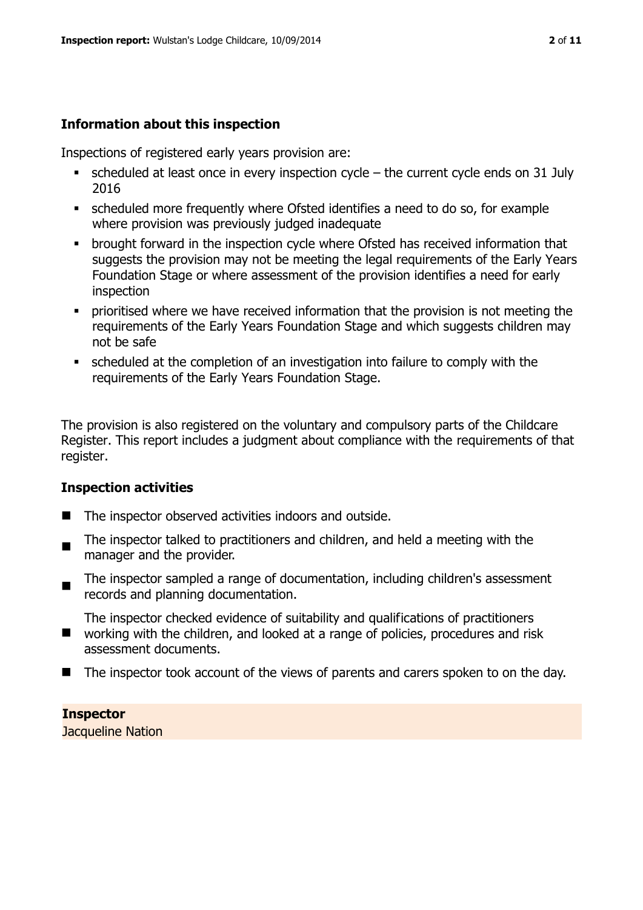## Information about this inspection

Inspections of registered early years provision are:

- scheduled at least once in every inspection cycle – the current cycle ends on 31 July 2016
- scheduled more frequently where Ofsted identifies a need to do so, for example where provision was previously judged inadequate
- brought forward in the inspection cycle where Ofsted has received information that suggests the provision may not be meeting the legal requirements of the Early Years Foundation Stage or where assessment of the provision identifies a need for early inspection
- prioritised where we have received information that the provision is not meeting the requirements of the Early Years Foundation Stage and which suggests children may not be safe
- scheduled at the completion of an investigation into failure to comply with the requirements of the Early Years Foundation Stage.

The provision is also registered on the voluntary and compulsory parts of the Childcare Register. This report includes a judgment about compliance with the requirements of that register.

## Inspection activities

- The inspector observed activities indoors and outside.
- The inspector talked to practitioners and children, and held a meeting with the manager and the provider.
- The inspector sampled a range of documentation, including children's assessment records and planning documentation.
- The inspector checked evidence of suitability and qualifications of practitioners working with the children, and looked at a range of policies, procedures and risk assessment documents.
- The inspector took account of the views of parents and carers spoken to on the day.

**Inspector**

Jacqueline Nation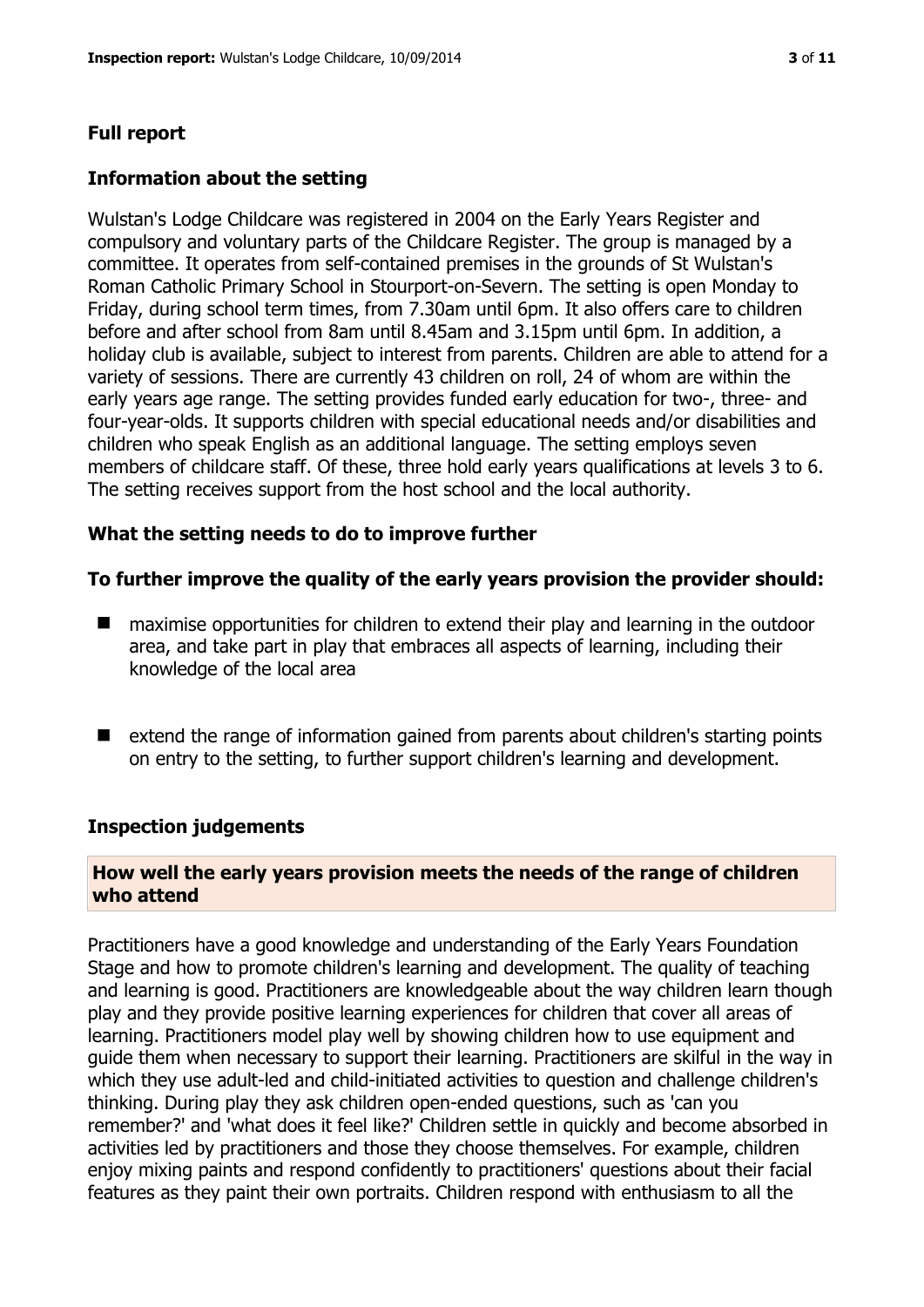## Full report

### Information about the setting

Wulstan's Lodge Childcare was registered in 2004 on the Early Years Register and compulsory and voluntary parts of the Childcare Register. The group is managed by a committee. It operates from self-contained premises in the grounds of St Wulstan's Roman Catholic Primary School in Stourport-on-Severn. The setting is open Monday to Friday, during school term times, from 7.30am until 6pm. It also offers care to children before and after school from 8am until 8.45am and 3.15pm until 6pm. In addition, a holiday club is available, subject to interest from parents. Children are able to attend for a variety of sessions. There are currently 43 children on roll, 24 of whom are within the early years age range. The setting provides funded early education for two-, three- and four-year-olds. It supports children with special educational needs and/or disabilities and children who speak English as an additional language. The setting employs seven members of childcare staff. Of these, three hold early years qualifications at levels 3 to 6. The setting receives support from the host school and the local authority.

### What the setting needs to do to improve further

### To further improve the quality of the early years provision the provider should:

- maximise opportunities for children to extend their play and learning in the outdoor area, and take part in play that embraces all aspects of learning, including their knowledge of the local area
- extend the range of information gained from parents about children's starting points on entry to the setting, to further support children's learning and development.

### Inspection judgements

#### How well the early years provision meets the needs of the range of children who attend

Practitioners have a good knowledge and understanding of the Early Years Foundation Stage and how to promote children's learning and development. The quality of teaching and learning is good. Practitioners are knowledgeable about the way children learn though play and they provide positive learning experiences for children that cover all areas of learning. Practitioners model play well by showing children how to use equipment and guide them when necessary to support their learning. Practitioners are skilful in the way in which they use adult-led and child-initiated activities to question and challenge children's thinking. During play they ask children open-ended questions, such as 'can you remember?' and 'what does it feel like?' Children settle in quickly and become absorbed in activities led by practitioners and those they choose themselves. For example, children enjoy mixing paints and respond confidently to practitioners' questions about their facial features as they paint their own portraits. Children respond with enthusiasm to all the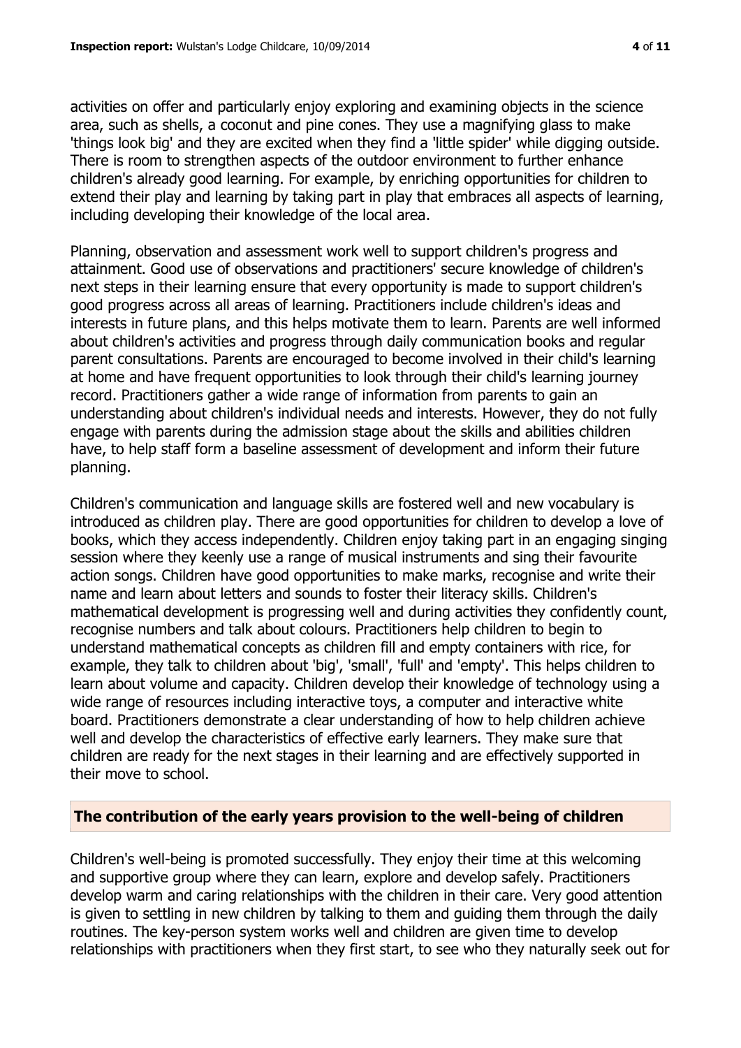activities on offer and particularly enjoy exploring and examining objects in the science area, such as shells, a coconut and pine cones. They use a magnifying glass to make 'things look big' and they are excited when they find a 'little spider' while digging outside. There is room to strengthen aspects of the outdoor environment to further enhance children's already good learning. For example, by enriching opportunities for children to extend their play and learning by taking part in play that embraces all aspects of learning, including developing their knowledge of the local area.

Planning, observation and assessment work well to support children's progress and attainment. Good use of observations and practitioners' secure knowledge of children's next steps in their learning ensure that every opportunity is made to support children's good progress across all areas of learning. Practitioners include children's ideas and interests in future plans, and this helps motivate them to learn. Parents are well informed about children's activities and progress through daily communication books and regular parent consultations. Parents are encouraged to become involved in their child's learning at home and have frequent opportunities to look through their child's learning journey record. Practitioners gather a wide range of information from parents to gain an understanding about children's individual needs and interests. However, they do not fully engage with parents during the admission stage about the skills and abilities children have, to help staff form a baseline assessment of development and inform their future planning.

Children's communication and language skills are fostered well and new vocabulary is introduced as children play. There are good opportunities for children to develop a love of books, which they access independently. Children enjoy taking part in an engaging singing session where they keenly use a range of musical instruments and sing their favourite action songs. Children have good opportunities to make marks, recognise and write their name and learn about letters and sounds to foster their literacy skills. Children's mathematical development is progressing well and during activities they confidently count, recognise numbers and talk about colours. Practitioners help children to begin to understand mathematical concepts as children fill and empty containers with rice, for example, they talk to children about 'big', 'small', 'full' and 'empty'. This helps children to learn about volume and capacity. Children develop their knowledge of technology using a wide range of resources including interactive toys, a computer and interactive white board. Practitioners demonstrate a clear understanding of how to help children achieve well and develop the characteristics of effective early learners. They make sure that children are ready for the next stages in their learning and are effectively supported in their move to school.

## The contribution of the early years provision to the well-being of children

Children's well-being is promoted successfully. They enjoy their time at this welcoming and supportive group where they can learn, explore and develop safely. Practitioners develop warm and caring relationships with the children in their care. Very good attention is given to settling in new children by talking to them and guiding them through the daily routines. The key-person system works well and children are given time to develop relationships with practitioners when they first start, to see who they naturally seek out for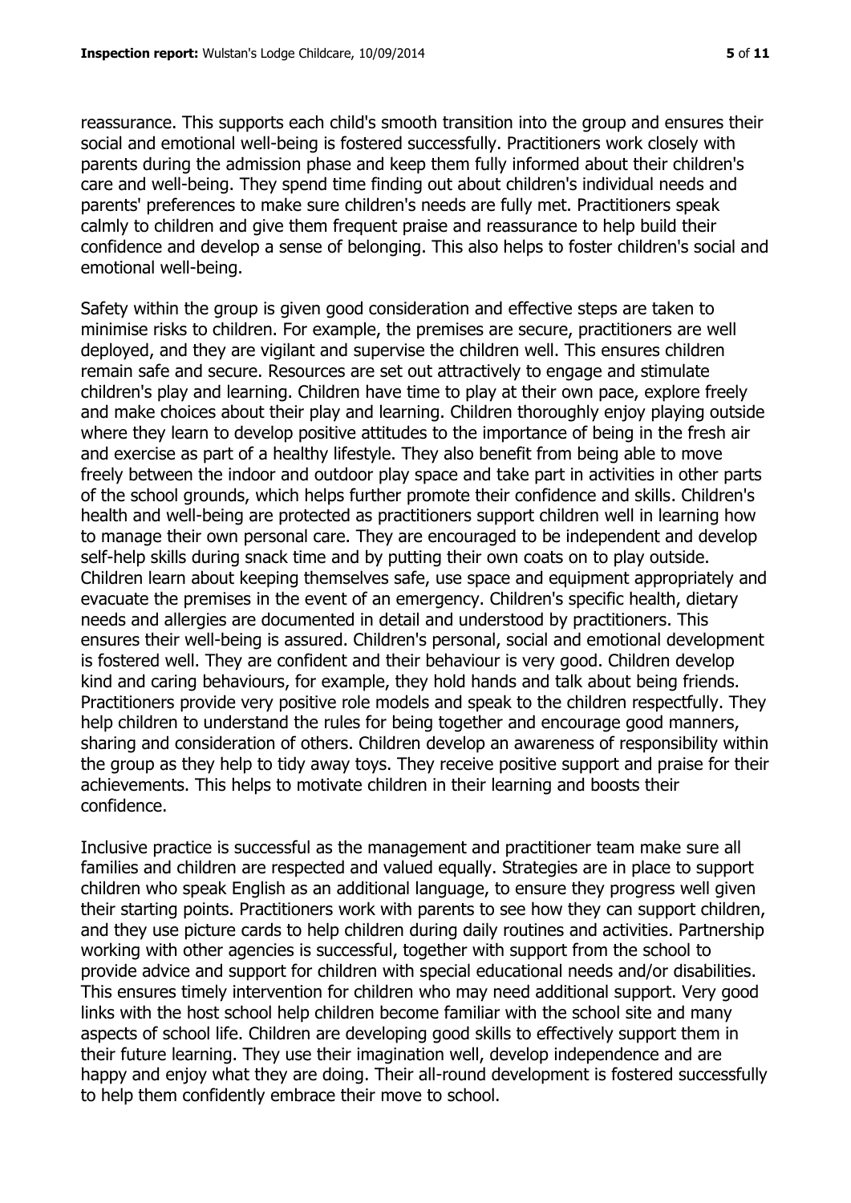reassurance. This supports each child's smooth transition into the group and ensures their social and emotional well-being is fostered successfully. Practitioners work closely with parents during the admission phase and keep them fully informed about their children's care and well-being. They spend time finding out about children's individual needs and parents' preferences to make sure children's needs are fully met. Practitioners speak calmly to children and give them frequent praise and reassurance to help build their confidence and develop a sense of belonging. This also helps to foster children's social and emotional well-being.

Safety within the group is given good consideration and effective steps are taken to minimise risks to children. For example, the premises are secure, practitioners are well deployed, and they are vigilant and supervise the children well. This ensures children remain safe and secure. Resources are set out attractively to engage and stimulate children's play and learning. Children have time to play at their own pace, explore freely and make choices about their play and learning. Children thoroughly enjoy playing outside where they learn to develop positive attitudes to the importance of being in the fresh air and exercise as part of a healthy lifestyle. They also benefit from being able to move freely between the indoor and outdoor play space and take part in activities in other parts of the school grounds, which helps further promote their confidence and skills. Children's health and well-being are protected as practitioners support children well in learning how to manage their own personal care. They are encouraged to be independent and develop self-help skills during snack time and by putting their own coats on to play outside. Children learn about keeping themselves safe, use space and equipment appropriately and evacuate the premises in the event of an emergency. Children's specific health, dietary needs and allergies are documented in detail and understood by practitioners. This ensures their well-being is assured. Children's personal, social and emotional development is fostered well. They are confident and their behaviour is very good. Children develop kind and caring behaviours, for example, they hold hands and talk about being friends. Practitioners provide very positive role models and speak to the children respectfully. They help children to understand the rules for being together and encourage good manners, sharing and consideration of others. Children develop an awareness of responsibility within the group as they help to tidy away toys. They receive positive support and praise for their achievements. This helps to motivate children in their learning and boosts their confidence.

Inclusive practice is successful as the management and practitioner team make sure all families and children are respected and valued equally. Strategies are in place to support children who speak English as an additional language, to ensure they progress well given their starting points. Practitioners work with parents to see how they can support children, and they use picture cards to help children during daily routines and activities. Partnership working with other agencies is successful, together with support from the school to provide advice and support for children with special educational needs and/or disabilities. This ensures timely intervention for children who may need additional support. Very good links with the host school help children become familiar with the school site and many aspects of school life. Children are developing good skills to effectively support them in their future learning. They use their imagination well, develop independence and are happy and enjoy what they are doing. Their all-round development is fostered successfully to help them confidently embrace their move to school.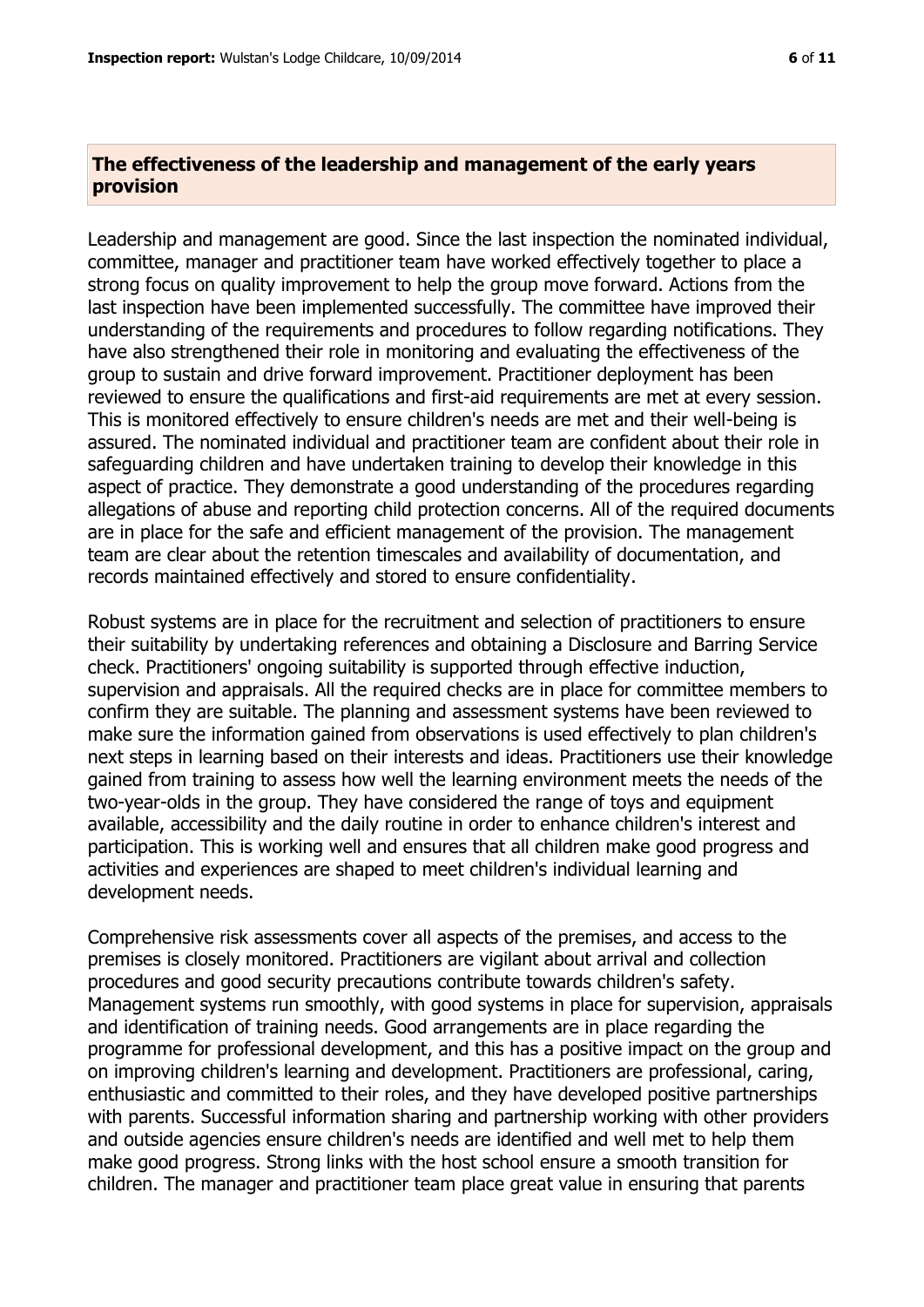## The effectiveness of the leadership and management of the early years provision

Leadership and management are good. Since the last inspection the nominated individual, committee, manager and practitioner team have worked effectively together to place a strong focus on quality improvement to help the group move forward. Actions from the last inspection have been implemented successfully. The committee have improved their understanding of the requirements and procedures to follow regarding notifications. They have also strengthened their role in monitoring and evaluating the effectiveness of the group to sustain and drive forward improvement. Practitioner deployment has been reviewed to ensure the qualifications and first-aid requirements are met at every session. This is monitored effectively to ensure children's needs are met and their well-being is assured. The nominated individual and practitioner team are confident about their role in safeguarding children and have undertaken training to develop their knowledge in this aspect of practice. They demonstrate a good understanding of the procedures regarding allegations of abuse and reporting child protection concerns. All of the required documents are in place for the safe and efficient management of the provision. The management team are clear about the retention timescales and availability of documentation, and records maintained effectively and stored to ensure confidentiality.

Robust systems are in place for the recruitment and selection of practitioners to ensure their suitability by undertaking references and obtaining a Disclosure and Barring Service check. Practitioners' ongoing suitability is supported through effective induction, supervision and appraisals. All the required checks are in place for committee members to confirm they are suitable. The planning and assessment systems have been reviewed to make sure the information gained from observations is used effectively to plan children's next steps in learning based on their interests and ideas. Practitioners use their knowledge gained from training to assess how well the learning environment meets the needs of the two-year-olds in the group. They have considered the range of toys and equipment available, accessibility and the daily routine in order to enhance children's interest and participation. This is working well and ensures that all children make good progress and activities and experiences are shaped to meet children's individual learning and development needs.

Comprehensive risk assessments cover all aspects of the premises, and access to the premises is closely monitored. Practitioners are vigilant about arrival and collection procedures and good security precautions contribute towards children's safety. Management systems run smoothly, with good systems in place for supervision, appraisals and identification of training needs. Good arrangements are in place regarding the programme for professional development, and this has a positive impact on the group and on improving children's learning and development. Practitioners are professional, caring, enthusiastic and committed to their roles, and they have developed positive partnerships with parents. Successful information sharing and partnership working with other providers and outside agencies ensure children's needs are identified and well met to help them make good progress. Strong links with the host school ensure a smooth transition for children. The manager and practitioner team place great value in ensuring that parents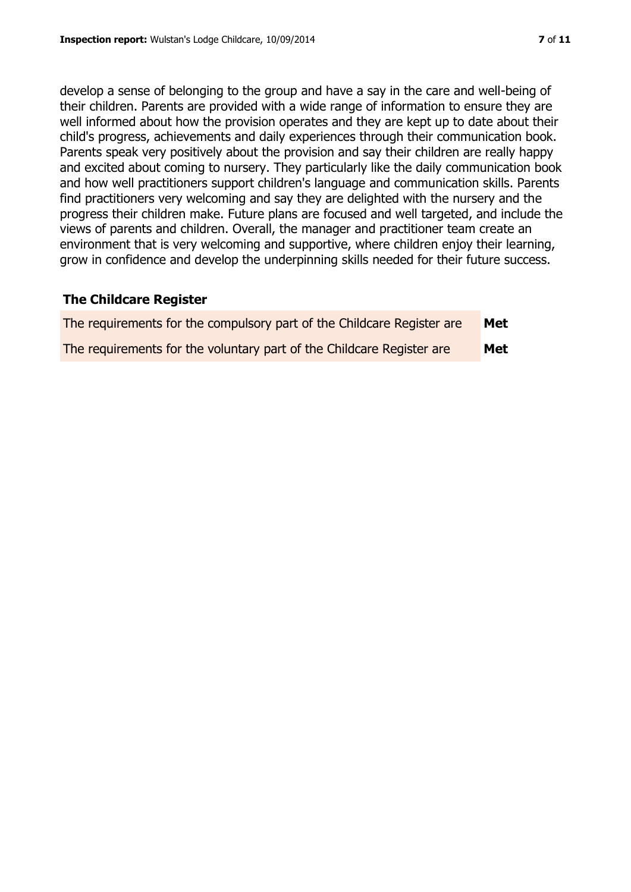develop a sense of belonging to the group and have a say in the care and well-being of their children. Parents are provided with a wide range of information to ensure they are well informed about how the provision operates and they are kept up to date about their child's progress, achievements and daily experiences through their communication book. Parents speak very positively about the provision and say their children are really happy and excited about coming to nursery. They particularly like the daily communication book and how well practitioners support children's language and communication skills. Parents find practitioners very welcoming and say they are delighted with the nursery and the progress their children make. Future plans are focused and well targeted, and include the views of parents and children. Overall, the manager and practitioner team create an environment that is very welcoming and supportive, where children enjoy their learning, grow in confidence and develop the underpinning skills needed for their future success.

### The Childcare Register

| | |
|---|---|
| The requirements for the compulsory part of the Childcare Register are | **Met** |
| The requirements for the voluntary part of the Childcare Register are | **Met** |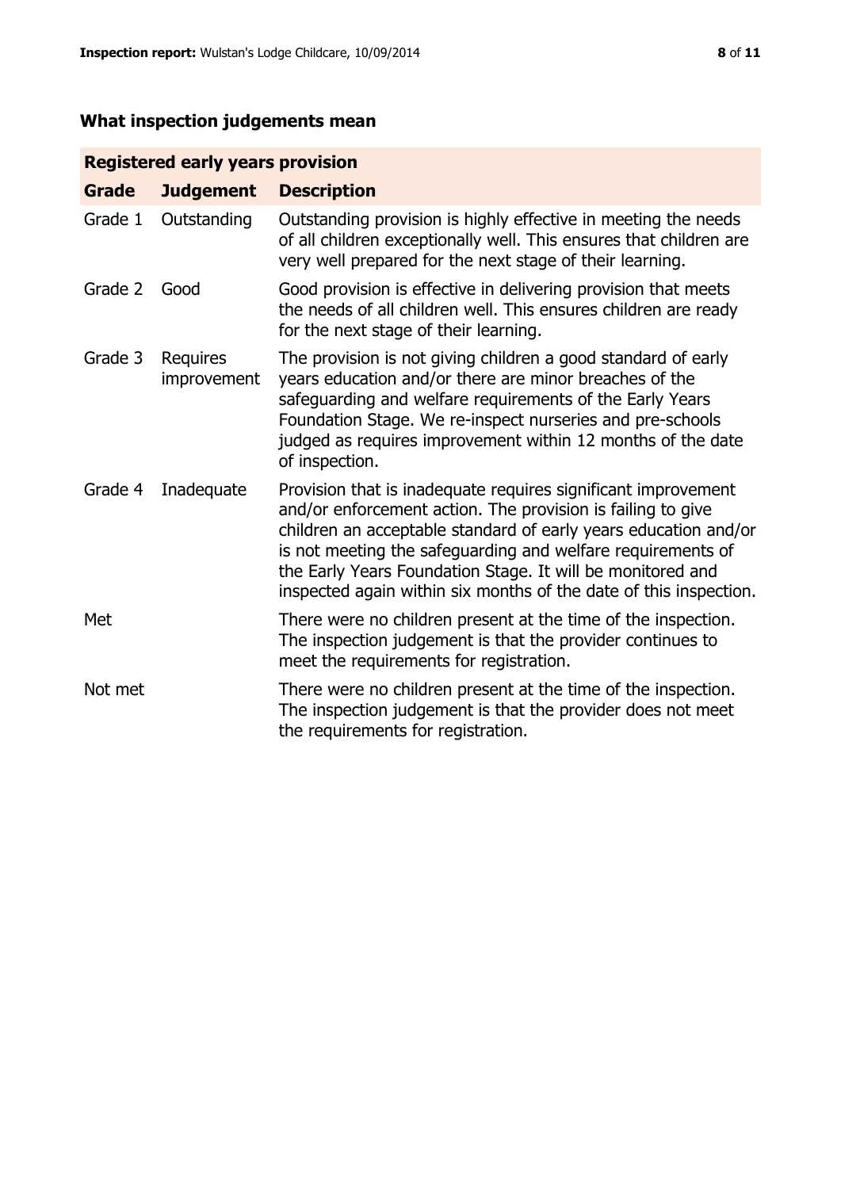## What inspection judgements mean

| Registered early years provision | | |
|---|---|---|
| **Grade** | **Judgement** | **Description** |
| Grade 1 | Outstanding | Outstanding provision is highly effective in meeting the needs of all children exceptionally well. This ensures that children are very well prepared for the next stage of their learning. |
| Grade 2 | Good | Good provision is effective in delivering provision that meets the needs of all children well. This ensures children are ready for the next stage of their learning. |
| Grade 3 | Requires improvement | The provision is not giving children a good standard of early years education and/or there are minor breaches of the safeguarding and welfare requirements of the Early Years Foundation Stage. We re-inspect nurseries and pre-schools judged as requires improvement within 12 months of the date of inspection. |
| Grade 4 | Inadequate | Provision that is inadequate requires significant improvement and/or enforcement action. The provision is failing to give children an acceptable standard of early years education and/or is not meeting the safeguarding and welfare requirements of the Early Years Foundation Stage. It will be monitored and inspected again within six months of the date of this inspection. |
| Met | | There were no children present at the time of the inspection. The inspection judgement is that the provider continues to meet the requirements for registration. |
| Not met | | There were no children present at the time of the inspection. The inspection judgement is that the provider does not meet the requirements for registration. |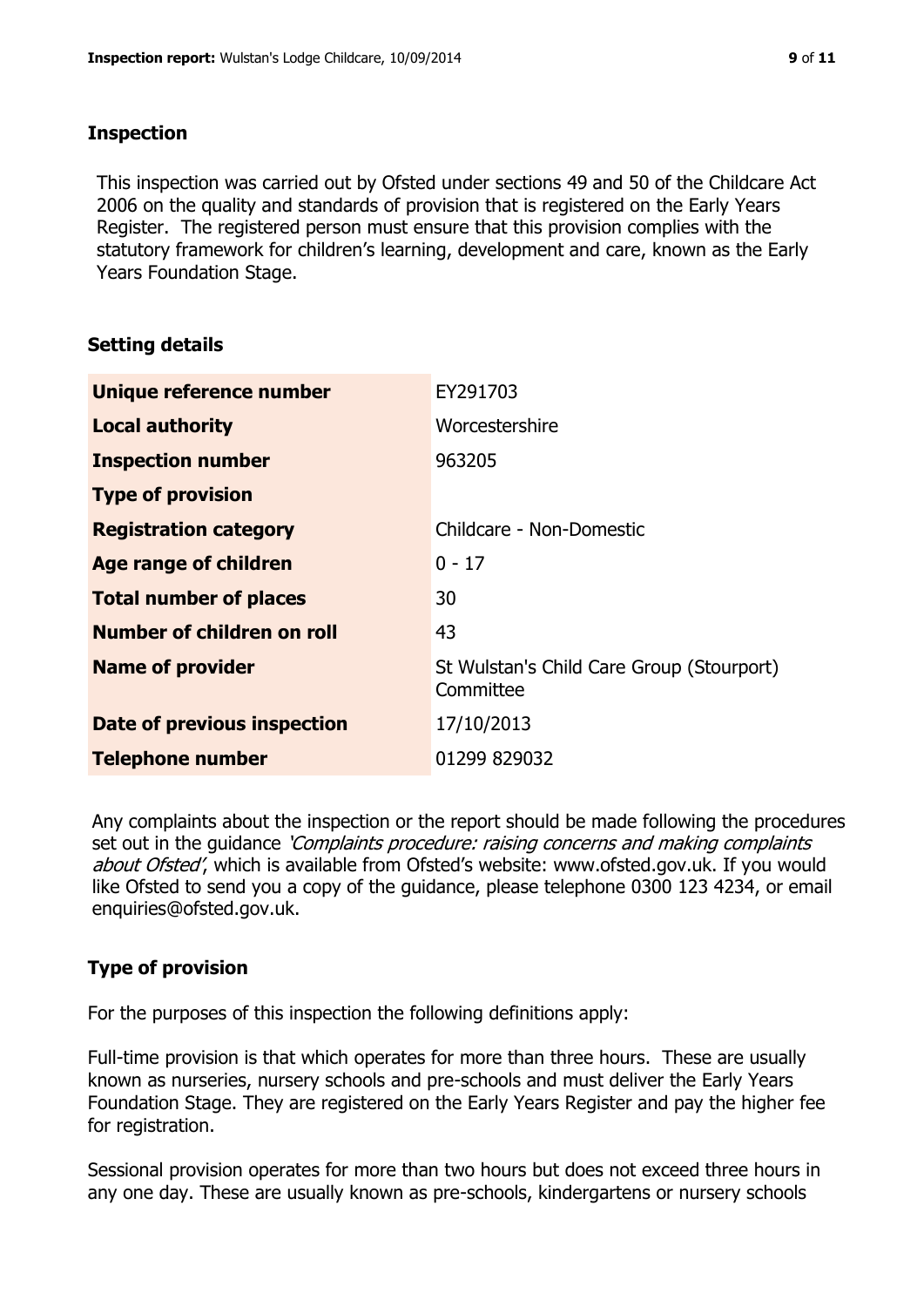## Inspection

This inspection was carried out by Ofsted under sections 49 and 50 of the Childcare Act 2006 on the quality and standards of provision that is registered on the Early Years Register. The registered person must ensure that this provision complies with the statutory framework for children's learning, development and care, known as the Early Years Foundation Stage.

## Setting details

| | |
|---|---|
| **Unique reference number** | EY291703 |
| **Local authority** | Worcestershire |
| **Inspection number** | 963205 |
| **Type of provision** | |
| **Registration category** | Childcare - Non-Domestic |
| **Age range of children** | 0 - 17 |
| **Total number of places** | 30 |
| **Number of children on roll** | 43 |
| **Name of provider** | St Wulstan's Child Care Group (Stourport) Committee |
| **Date of previous inspection** | 17/10/2013 |
| **Telephone number** | 01299 829032 |

Any complaints about the inspection or the report should be made following the procedures set out in the guidance *'Complaints procedure: raising concerns and making complaints about Ofsted'*, which is available from Ofsted's website: www.ofsted.gov.uk. If you would like Ofsted to send you a copy of the guidance, please telephone 0300 123 4234, or email enquiries@ofsted.gov.uk.

## Type of provision

For the purposes of this inspection the following definitions apply:

Full-time provision is that which operates for more than three hours. These are usually known as nurseries, nursery schools and pre-schools and must deliver the Early Years Foundation Stage. They are registered on the Early Years Register and pay the higher fee for registration.

Sessional provision operates for more than two hours but does not exceed three hours in any one day. These are usually known as pre-schools, kindergartens or nursery schools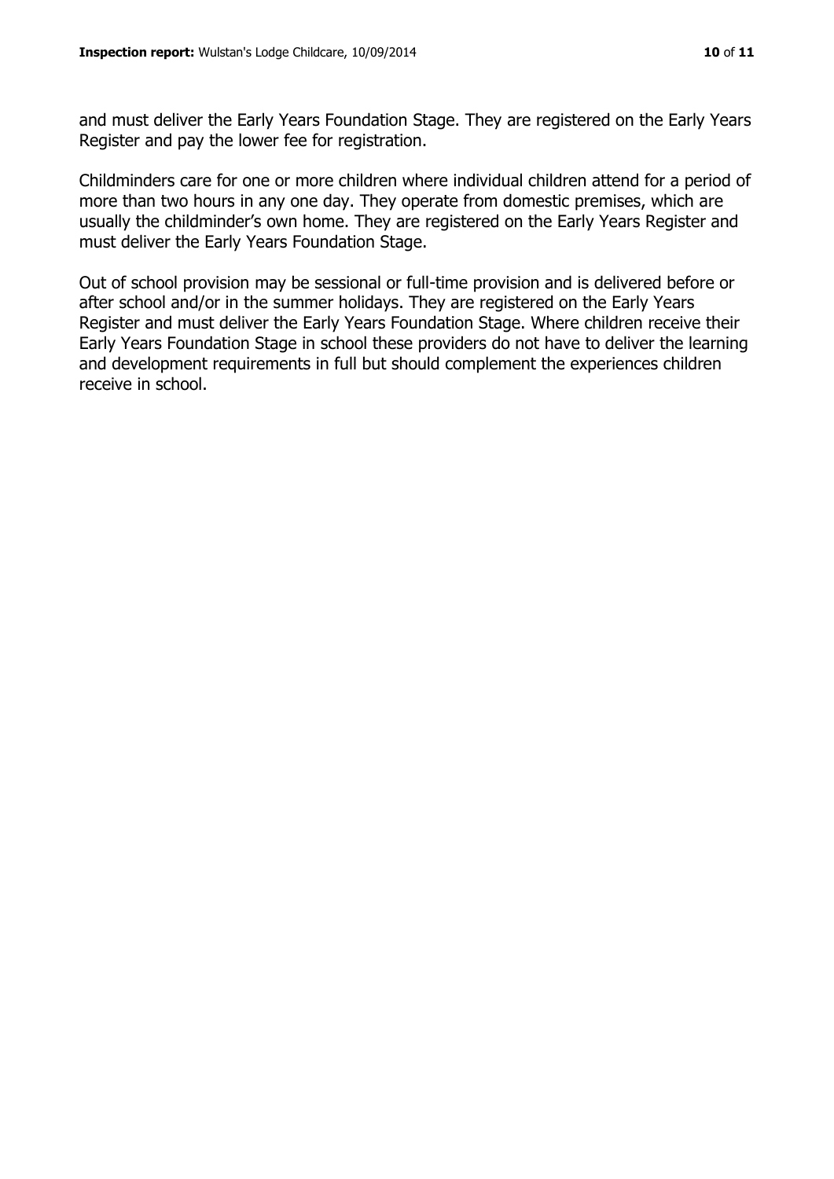and must deliver the Early Years Foundation Stage. They are registered on the Early Years Register and pay the lower fee for registration.

Childminders care for one or more children where individual children attend for a period of more than two hours in any one day. They operate from domestic premises, which are usually the childminder's own home. They are registered on the Early Years Register and must deliver the Early Years Foundation Stage.

Out of school provision may be sessional or full-time provision and is delivered before or after school and/or in the summer holidays. They are registered on the Early Years Register and must deliver the Early Years Foundation Stage. Where children receive their Early Years Foundation Stage in school these providers do not have to deliver the learning and development requirements in full but should complement the experiences children receive in school.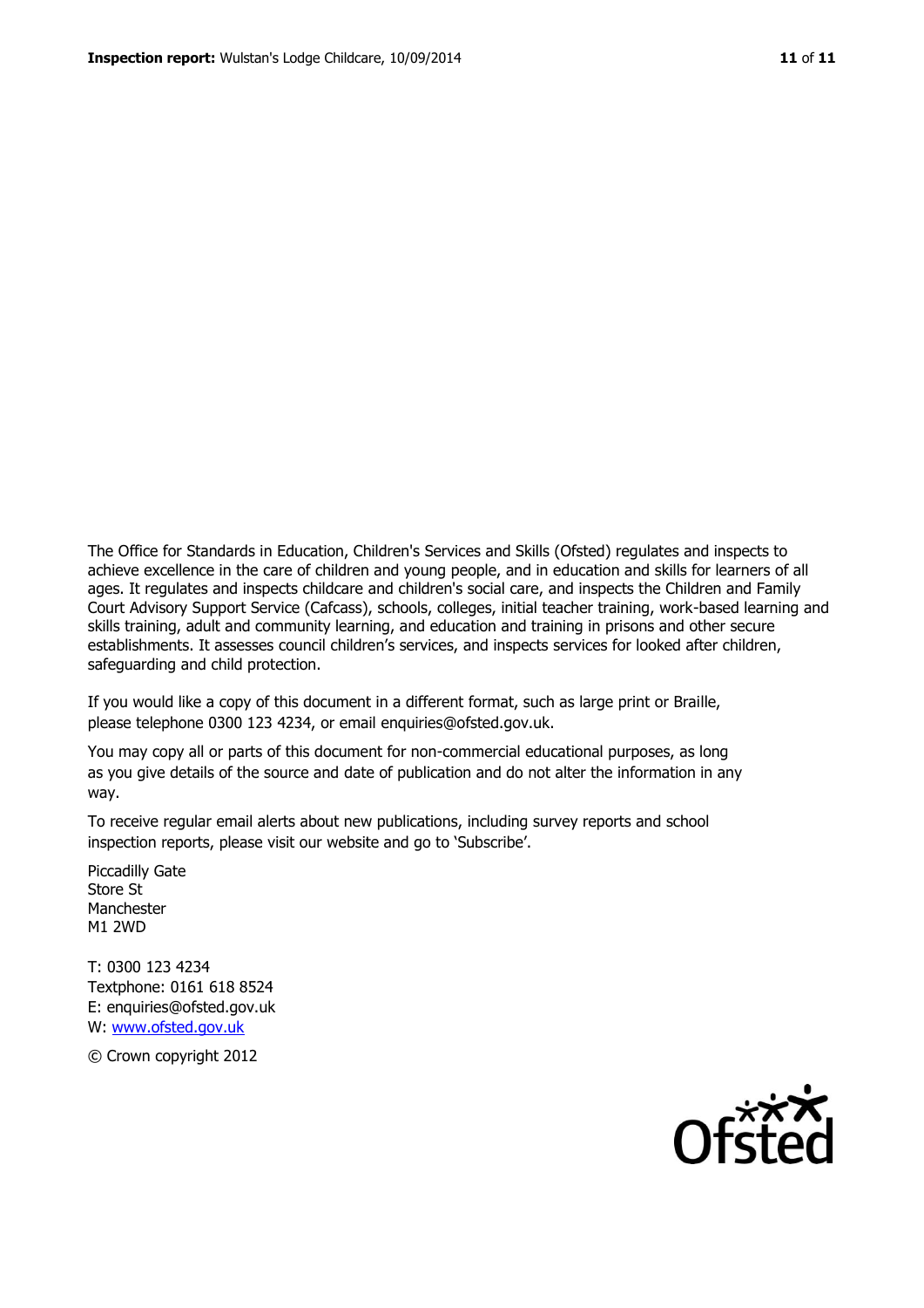The Office for Standards in Education, Children's Services and Skills (Ofsted) regulates and inspects to achieve excellence in the care of children and young people, and in education and skills for learners of all ages. It regulates and inspects childcare and children's social care, and inspects the Children and Family Court Advisory Support Service (Cafcass), schools, colleges, initial teacher training, work-based learning and skills training, adult and community learning, and education and training in prisons and other secure establishments. It assesses council children's services, and inspects services for looked after children, safeguarding and child protection.

If you would like a copy of this document in a different format, such as large print or Braille, please telephone 0300 123 4234, or email enquiries@ofsted.gov.uk.

You may copy all or parts of this document for non-commercial educational purposes, as long as you give details of the source and date of publication and do not alter the information in any way.

To receive regular email alerts about new publications, including survey reports and school inspection reports, please visit our website and go to 'Subscribe'.

Piccadilly Gate
Store St
Manchester
M1 2WD

T: 0300 123 4234
Textphone: 0161 618 8524
E: enquiries@ofsted.gov.uk
W: www.ofsted.gov.uk

© Crown copyright 2012

Ofsted